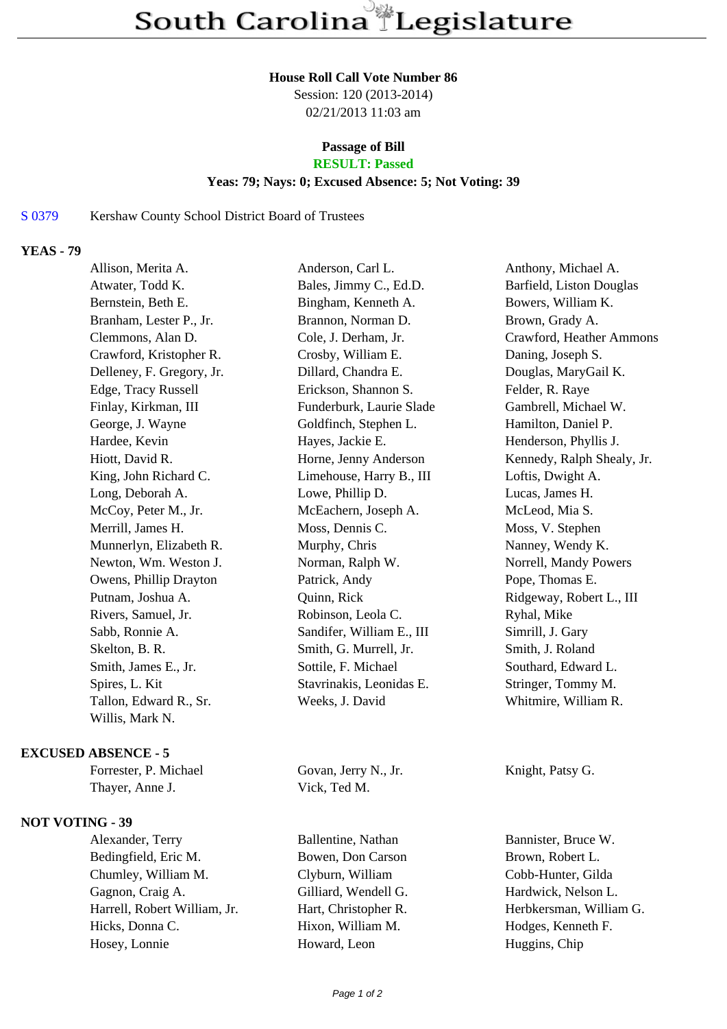# South Carolina Legislature

**House Roll Call Vote Number 86**
Session: 120 (2013-2014)
02/21/2013 11:03 am

**Passage of Bill**
**RESULT: Passed**
**Yeas: 79; Nays: 0; Excused Absence: 5; Not Voting: 39**

S 0379 Kershaw County School District Board of Trustees

**YEAS - 79**

| | | |
|---|---|---|
| Allison, Merita A. | Anderson, Carl L. | Anthony, Michael A. |
| Atwater, Todd K. | Bales, Jimmy C., Ed.D. | Barfield, Liston Douglas |
| Bernstein, Beth E. | Bingham, Kenneth A. | Bowers, William K. |
| Branham, Lester P., Jr. | Brannon, Norman D. | Brown, Grady A. |
| Clemmons, Alan D. | Cole, J. Derham, Jr. | Crawford, Heather Ammons |
| Crawford, Kristopher R. | Crosby, William E. | Daning, Joseph S. |
| Delleney, F. Gregory, Jr. | Dillard, Chandra E. | Douglas, MaryGail K. |
| Edge, Tracy Russell | Erickson, Shannon S. | Felder, R. Raye |
| Finlay, Kirkman, III | Funderburk, Laurie Slade | Gambrell, Michael W. |
| George, J. Wayne | Goldfinch, Stephen L. | Hamilton, Daniel P. |
| Hardee, Kevin | Hayes, Jackie E. | Henderson, Phyllis J. |
| Hiott, David R. | Horne, Jenny Anderson | Kennedy, Ralph Shealy, Jr. |
| King, John Richard C. | Limehouse, Harry B., III | Loftis, Dwight A. |
| Long, Deborah A. | Lowe, Phillip D. | Lucas, James H. |
| McCoy, Peter M., Jr. | McEachern, Joseph A. | McLeod, Mia S. |
| Merrill, James H. | Moss, Dennis C. | Moss, V. Stephen |
| Munnerlyn, Elizabeth R. | Murphy, Chris | Nanney, Wendy K. |
| Newton, Wm. Weston J. | Norman, Ralph W. | Norrell, Mandy Powers |
| Owens, Phillip Drayton | Patrick, Andy | Pope, Thomas E. |
| Putnam, Joshua A. | Quinn, Rick | Ridgeway, Robert L., III |
| Rivers, Samuel, Jr. | Robinson, Leola C. | Ryhal, Mike |
| Sabb, Ronnie A. | Sandifer, William E., III | Simrill, J. Gary |
| Skelton, B. R. | Smith, G. Murrell, Jr. | Smith, J. Roland |
| Smith, James E., Jr. | Sottile, F. Michael | Southard, Edward L. |
| Spires, L. Kit | Stavrinakis, Leonidas E. | Stringer, Tommy M. |
| Tallon, Edward R., Sr. | Weeks, J. David | Whitmire, William R. |
| Willis, Mark N. | | |

**EXCUSED ABSENCE - 5**

| | | |
|---|---|---|
| Forrester, P. Michael | Govan, Jerry N., Jr. | Knight, Patsy G. |
| Thayer, Anne J. | Vick, Ted M. | |

**NOT VOTING - 39**

| | | |
|---|---|---|
| Alexander, Terry | Ballentine, Nathan | Bannister, Bruce W. |
| Bedingfield, Eric M. | Bowen, Don Carson | Brown, Robert L. |
| Chumley, William M. | Clyburn, William | Cobb-Hunter, Gilda |
| Gagnon, Craig A. | Gilliard, Wendell G. | Hardwick, Nelson L. |
| Harrell, Robert William, Jr. | Hart, Christopher R. | Herbkersman, William G. |
| Hicks, Donna C. | Hixon, William M. | Hodges, Kenneth F. |
| Hosey, Lonnie | Howard, Leon | Huggins, Chip |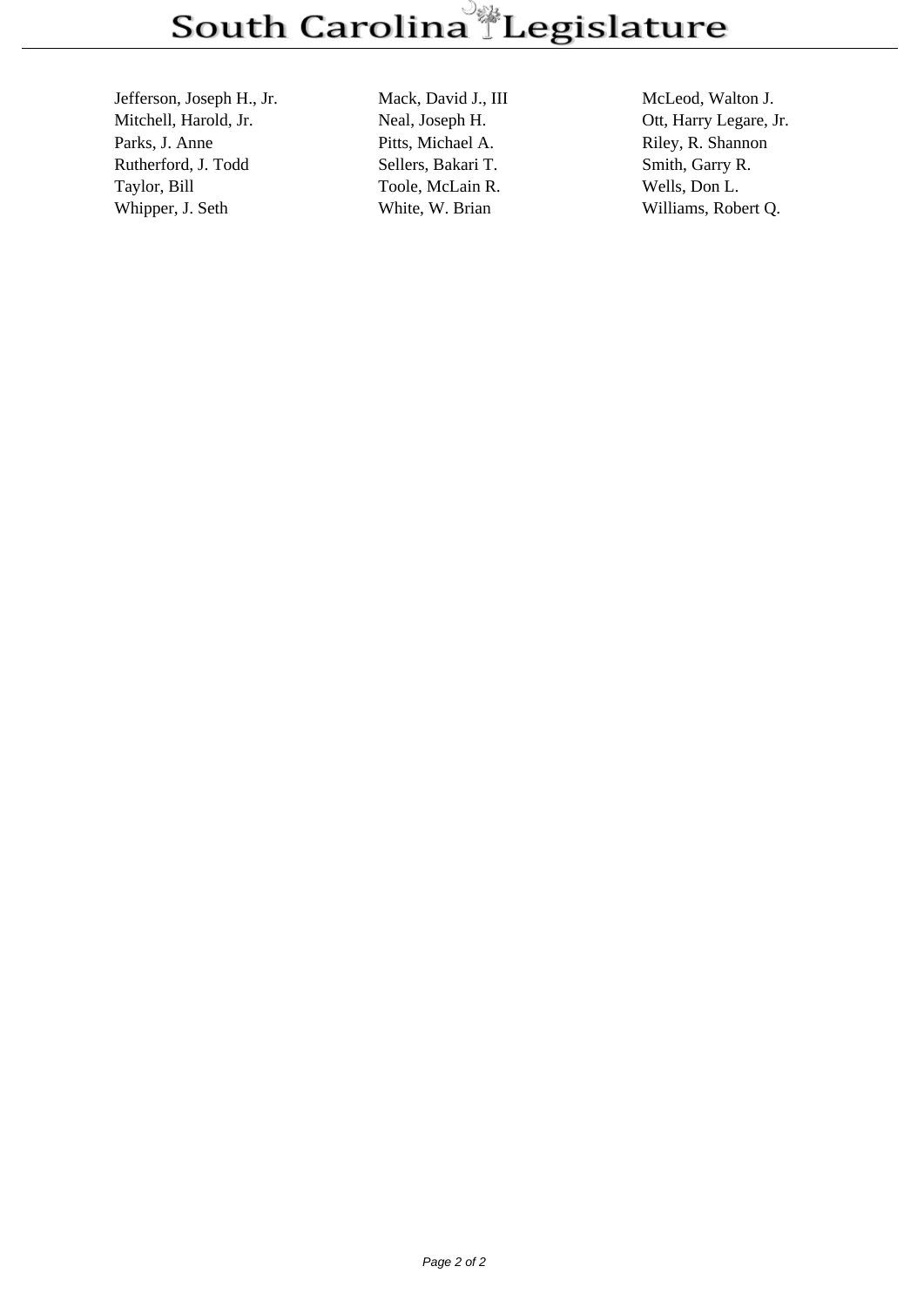| | | |
|---|---|---|
| Jefferson, Joseph H., Jr. | Mack, David J., III | McLeod, Walton J. |
| Mitchell, Harold, Jr. | Neal, Joseph H. | Ott, Harry Legare, Jr. |
| Parks, J. Anne | Pitts, Michael A. | Riley, R. Shannon |
| Rutherford, J. Todd | Sellers, Bakari T. | Smith, Garry R. |
| Taylor, Bill | Toole, McLain R. | Wells, Don L. |
| Whipper, J. Seth | White, W. Brian | Williams, Robert Q. |